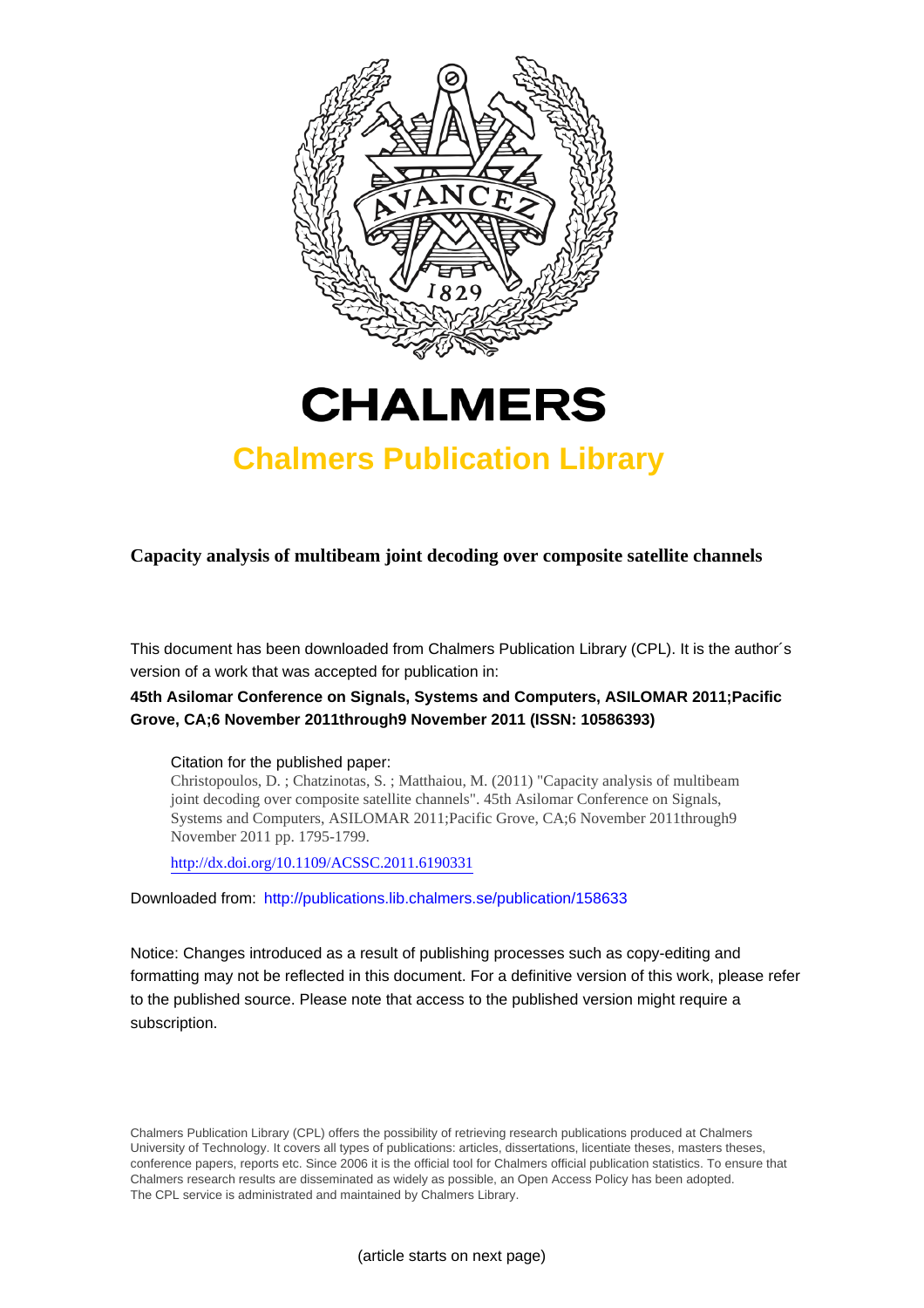# CHALMERS

## Chalmers Publication Library

**Capacity analysis of multibeam joint decoding over composite satellite channels**

This document has been downloaded from Chalmers Publication Library (CPL). It is the author´s version of a work that was accepted for publication in:

**45th Asilomar Conference on Signals, Systems and Computers, ASILOMAR 2011;Pacific Grove, CA;6 November 2011through9 November 2011 (ISSN: 10586393)**

Citation for the published paper:
Christopoulos, D. ; Chatzinotas, S. ; Matthaiou, M. (2011) "Capacity analysis of multibeam joint decoding over composite satellite channels". 45th Asilomar Conference on Signals, Systems and Computers, ASILOMAR 2011;Pacific Grove, CA;6 November 2011through9 November 2011 pp. 1795-1799.

http://dx.doi.org/10.1109/ACSSC.2011.6190331

Downloaded from: http://publications.lib.chalmers.se/publication/158633

Notice: Changes introduced as a result of publishing processes such as copy-editing and formatting may not be reflected in this document. For a definitive version of this work, please refer to the published source. Please note that access to the published version might require a subscription.

Chalmers Publication Library (CPL) offers the possibility of retrieving research publications produced at Chalmers University of Technology. It covers all types of publications: articles, dissertations, licentiate theses, masters theses, conference papers, reports etc. Since 2006 it is the official tool for Chalmers official publication statistics. To ensure that Chalmers research results are disseminated as widely as possible, an Open Access Policy has been adopted. The CPL service is administrated and maintained by Chalmers Library.

(article starts on next page)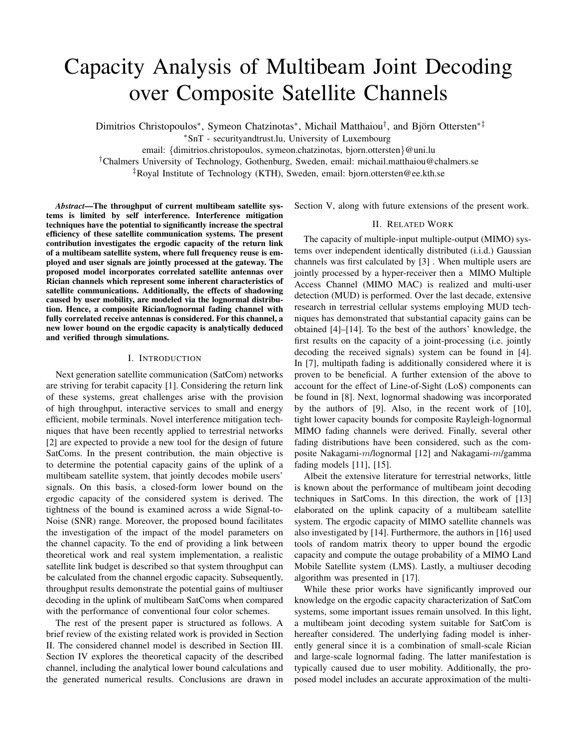# Capacity Analysis of Multibeam Joint Decoding over Composite Satellite Channels

Dimitrios Christopoulos*, Symeon Chatzinotas*, Michail Matthaiou†, and Björn Ottersten*‡

*SnT - securityandtrust.lu, University of Luxembourg

email: {dimitrios.christopoulos, symeon.chatzinotas, bjorn.ottersten}@uni.lu

†Chalmers University of Technology, Gothenburg, Sweden, email: michail.matthaiou@chalmers.se

‡Royal Institute of Technology (KTH), Sweden, email: bjorn.ottersten@ee.kth.se

***Abstract*—The throughput of current multibeam satellite systems is limited by self interference. Interference mitigation techniques have the potential to significantly increase the spectral efficiency of these satellite communication systems. The present contribution investigates the ergodic capacity of the return link of a multibeam satellite system, where full frequency reuse is employed and user signals are jointly processed at the gateway. The proposed model incorporates correlated satellite antennas over Rician channels which represent some inherent characteristics of satellite communications. Additionally, the effects of shadowing caused by user mobility, are modeled via the lognormal distribution. Hence, a composite Rician/lognormal fading channel with fully correlated receive antennas is considered. For this channel, a new lower bound on the ergodic capacity is analytically deduced and verified through simulations.**

## I. Introduction

Next generation satellite communication (SatCom) networks are striving for terabit capacity [1]. Considering the return link of these systems, great challenges arise with the provision of high throughput, interactive services to small and energy efficient, mobile terminals. Novel interference mitigation techniques that have been recently applied to terrestrial networks [2] are expected to provide a new tool for the design of future SatComs. In the present contribution, the main objective is to determine the potential capacity gains of the uplink of a multibeam satellite system, that jointly decodes mobile users' signals. On this basis, a closed-form lower bound on the ergodic capacity of the considered system is derived. The tightness of the bound is examined across a wide Signal-to-Noise (SNR) range. Moreover, the proposed bound facilitates the investigation of the impact of the model parameters on the channel capacity. To the end of providing a link between theoretical work and real system implementation, a realistic satellite link budget is described so that system throughput can be calculated from the channel ergodic capacity. Subsequently, throughput results demonstrate the potential gains of multiuser decoding in the uplink of multibeam SatComs when compared with the performance of conventional four color schemes.

The rest of the present paper is structured as follows. A brief review of the existing related work is provided in Section II. The considered channel model is described in Section III. Section IV explores the theoretical capacity of the described channel, including the analytical lower bound calculations and the generated numerical results. Conclusions are drawn in Section V, along with future extensions of the present work.

## II. Related Work

The capacity of multiple-input multiple-output (MIMO) systems over independent identically distributed (i.i.d.) Gaussian channels was first calculated by [3] . When multiple users are jointly processed by a hyper-receiver then a MIMO Multiple Access Channel (MIMO MAC) is realized and multi-user detection (MUD) is performed. Over the last decade, extensive research in terrestrial cellular systems employing MUD techniques has demonstrated that substantial capacity gains can be obtained [4]–[14]. To the best of the authors' knowledge, the first results on the capacity of a joint-processing (i.e. jointly decoding the received signals) system can be found in [4]. In [7], multipath fading is additionally considered where it is proven to be beneficial. A further extension of the above to account for the effect of Line-of-Sight (LoS) components can be found in [8]. Next, lognormal shadowing was incorporated by the authors of [9]. Also, in the recent work of [10], tight lower capacity bounds for composite Rayleigh-lognormal MIMO fading channels were derived. Finally, several other fading distributions have been considered, such as the composite Nakagami-$m$/lognormal [12] and Nakagami-$m$/gamma fading models [11], [15].

Albeit the extensive literature for terrestrial networks, little is known about the performance of multibeam joint decoding techniques in SatComs. In this direction, the work of [13] elaborated on the uplink capacity of a multibeam satellite system. The ergodic capacity of MIMO satellite channels was also investigated by [14]. Furthermore, the authors in [16] used tools of random matrix theory to upper bound the ergodic capacity and compute the outage probability of a MIMO Land Mobile Satellite system (LMS). Lastly, a multiuser decoding algorithm was presented in [17].

While these prior works have significantly improved our knowledge on the ergodic capacity characterization of SatCom systems, some important issues remain unsolved. In this light, a multibeam joint decoding system suitable for SatCom is hereafter considered. The underlying fading model is inherently general since it is a combination of small-scale Rician and large-scale lognormal fading. The latter manifestation is typically caused due to user mobility. Additionally, the proposed model includes an accurate approximation of the multi-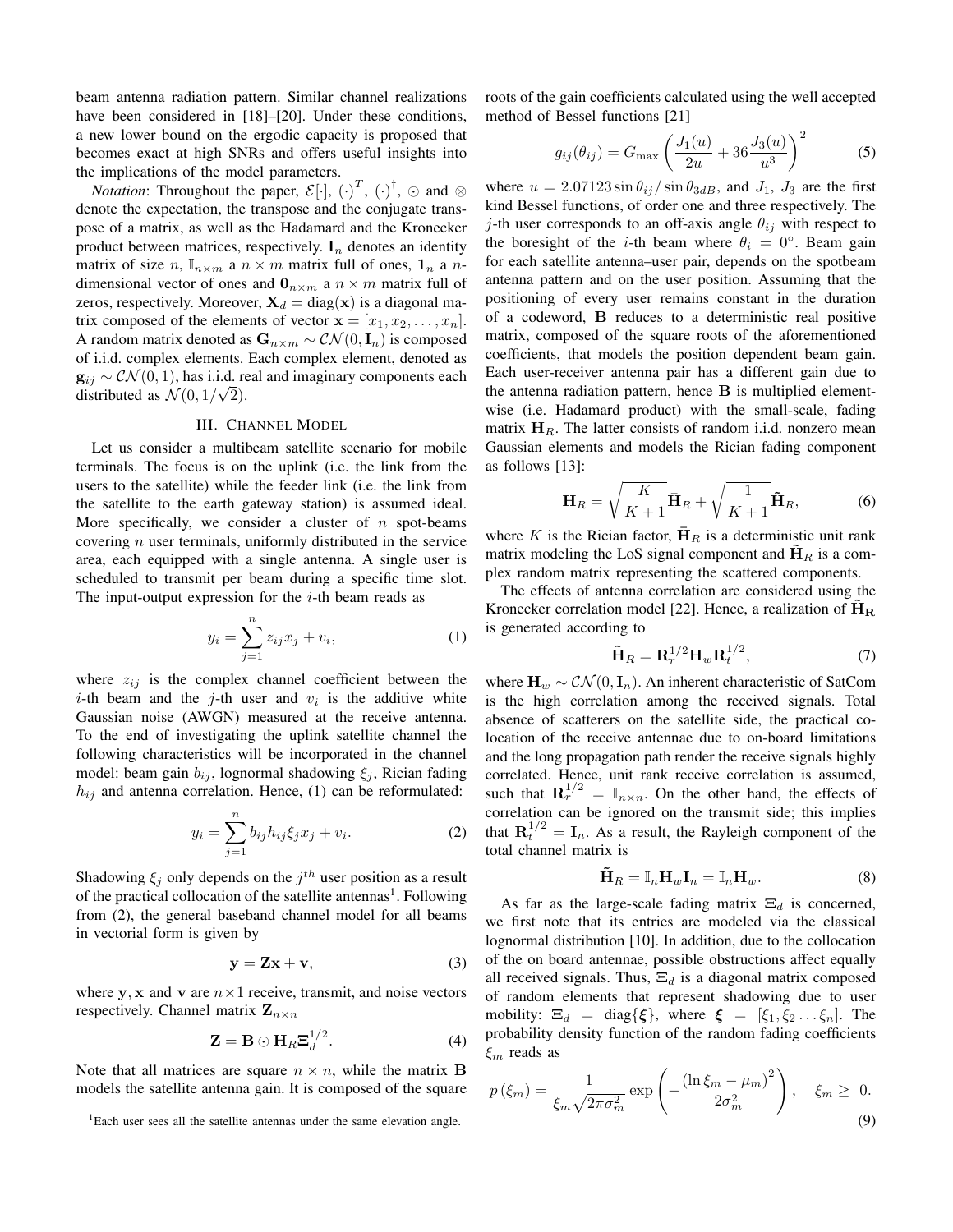beam antenna radiation pattern. Similar channel realizations have been considered in [18]–[20]. Under these conditions, a new lower bound on the ergodic capacity is proposed that becomes exact at high SNRs and offers useful insights into the implications of the model parameters.

*Notation*: Throughout the paper, $\mathcal{E}[\cdot]$, $(\cdot)^T$, $(\cdot)^\dagger$, $\odot$ and $\otimes$ denote the expectation, the transpose and the conjugate transpose of a matrix, as well as the Hadamard and the Kronecker product between matrices, respectively. $\mathbf{I}_n$ denotes an identity matrix of size $n$, $\mathbb{I}_{n\times m}$ a $n \times m$ matrix full of ones, $\mathbf{1}_n$ a $n$-dimensional vector of ones and $\mathbf{0}_{n\times m}$ a $n \times m$ matrix full of zeros, respectively. Moreover, $\mathbf{X}_d = \text{diag}(\mathbf{x})$ is a diagonal matrix composed of the elements of vector $\mathbf{x} = [x_1, x_2, \ldots, x_n]$. A random matrix denoted as $\mathbf{G}_{n\times m} \sim \mathcal{CN}(0, \mathbf{I}_n)$ is composed of i.i.d. complex elements. Each complex element, denoted as $\mathbf{g}_{ij} \sim \mathcal{CN}(0, 1)$, has i.i.d. real and imaginary components each distributed as $\mathcal{N}(0, 1/\sqrt{2})$.

## III. Channel Model

Let us consider a multibeam satellite scenario for mobile terminals. The focus is on the uplink (i.e. the link from the users to the satellite) while the feeder link (i.e. the link from the satellite to the earth gateway station) is assumed ideal. More specifically, we consider a cluster of $n$ spot-beams covering $n$ user terminals, uniformly distributed in the service area, each equipped with a single antenna. A single user is scheduled to transmit per beam during a specific time slot. The input-output expression for the $i$-th beam reads as

$$y_i = \sum_{j=1}^{n} z_{ij} x_j + v_i, \tag{1}$$

where $z_{ij}$ is the complex channel coefficient between the $i$-th beam and the $j$-th user and $v_i$ is the additive white Gaussian noise (AWGN) measured at the receive antenna. To the end of investigating the uplink satellite channel the following characteristics will be incorporated in the channel model: beam gain $b_{ij}$, lognormal shadowing $\xi_j$, Rician fading $h_{ij}$ and antenna correlation. Hence, (1) can be reformulated:

$$y_i = \sum_{j=1}^{n} b_{ij} h_{ij} \xi_j x_j + v_i. \tag{2}$$

Shadowing $\xi_j$ only depends on the $j^{th}$ user position as a result of the practical collocation of the satellite antennas[1]. Following from (2), the general baseband channel model for all beams in vectorial form is given by

$$\mathbf{y} = \mathbf{Z}\mathbf{x} + \mathbf{v}, \tag{3}$$

where $\mathbf{y}, \mathbf{x}$ and $\mathbf{v}$ are $n \times 1$ receive, transmit, and noise vectors respectively. Channel matrix $\mathbf{Z}_{n\times n}$

$$\mathbf{Z} = \mathbf{B} \odot \mathbf{H}_R \mathbf{\Xi}_d^{1/2}. \tag{4}$$

Note that all matrices are square $n \times n$, while the matrix $\mathbf{B}$ models the satellite antenna gain. It is composed of the square roots of the gain coefficients calculated using the well accepted method of Bessel functions [21]

$$g_{ij}(\theta_{ij}) = G_{\max} \left( \frac{J_1(u)}{2u} + 36 \frac{J_3(u)}{u^3} \right)^2 \tag{5}$$

where $u = 2.07123 \sin\theta_{ij} / \sin\theta_{3dB}$, and $J_1$, $J_3$ are the first kind Bessel functions, of order one and three respectively. The $j$-th user corresponds to an off-axis angle $\theta_{ij}$ with respect to the boresight of the $i$-th beam where $\theta_i = 0°$. Beam gain for each satellite antenna–user pair, depends on the spotbeam antenna pattern and on the user position. Assuming that the positioning of every user remains constant in the duration of a codeword, $\mathbf{B}$ reduces to a deterministic real positive matrix, composed of the square roots of the aforementioned coefficients, that models the position dependent beam gain. Each user-receiver antenna pair has a different gain due to the antenna radiation pattern, hence $\mathbf{B}$ is multiplied element-wise (i.e. Hadamard product) with the small-scale, fading matrix $\mathbf{H}_R$. The latter consists of random i.i.d. nonzero mean Gaussian elements and models the Rician fading component as follows [13]:

$$\mathbf{H}_R = \sqrt{\frac{K}{K+1}} \bar{\mathbf{H}}_R + \sqrt{\frac{1}{K+1}} \tilde{\mathbf{H}}_R, \tag{6}$$

where $K$ is the Rician factor, $\bar{\mathbf{H}}_R$ is a deterministic unit rank matrix modeling the LoS signal component and $\tilde{\mathbf{H}}_R$ is a complex random matrix representing the scattered components.

The effects of antenna correlation are considered using the Kronecker correlation model [22]. Hence, a realization of $\tilde{\mathbf{H}}_{\mathbf{R}}$ is generated according to

$$\tilde{\mathbf{H}}_R = \mathbf{R}_r^{1/2} \mathbf{H}_w \mathbf{R}_t^{1/2}, \tag{7}$$

where $\mathbf{H}_w \sim \mathcal{CN}(0, \mathbf{I}_n)$. An inherent characteristic of SatCom is the high correlation among the received signals. Total absence of scatterers on the satellite side, the practical co-location of the receive antennae due to on-board limitations and the long propagation path render the receive signals highly correlated. Hence, unit rank receive correlation is assumed, such that $\mathbf{R}_r^{1/2} = \mathbb{I}_{n\times n}$. On the other hand, the effects of correlation can be ignored on the transmit side; this implies that $\mathbf{R}_t^{1/2} = \mathbf{I}_n$. As a result, the Rayleigh component of the total channel matrix is

$$\tilde{\mathbf{H}}_R = \mathbb{I}_n \mathbf{H}_w \mathbf{I}_n = \mathbb{I}_n \mathbf{H}_w. \tag{8}$$

As far as the large-scale fading matrix $\mathbf{\Xi}_d$ is concerned, we first note that its entries are modeled via the classical lognormal distribution [10]. In addition, due to the collocation of the on board antennae, possible obstructions affect equally all received signals. Thus, $\mathbf{\Xi}_d$ is a diagonal matrix composed of random elements that represent shadowing due to user mobility: $\mathbf{\Xi}_d = \text{diag}\{\boldsymbol{\xi}\}$, where $\boldsymbol{\xi} = [\xi_1, \xi_2 \ldots \xi_n]$. The probability density function of the random fading coefficients $\xi_m$ reads as

$$p(\xi_m) = \frac{1}{\xi_m \sqrt{2\pi\sigma_m^2}} \exp\left( -\frac{(\ln \xi_m - \mu_m)^2}{2\sigma_m^2} \right), \quad \xi_m \geq 0. \tag{9}$$

[1] Each user sees all the satellite antennas under the same elevation angle.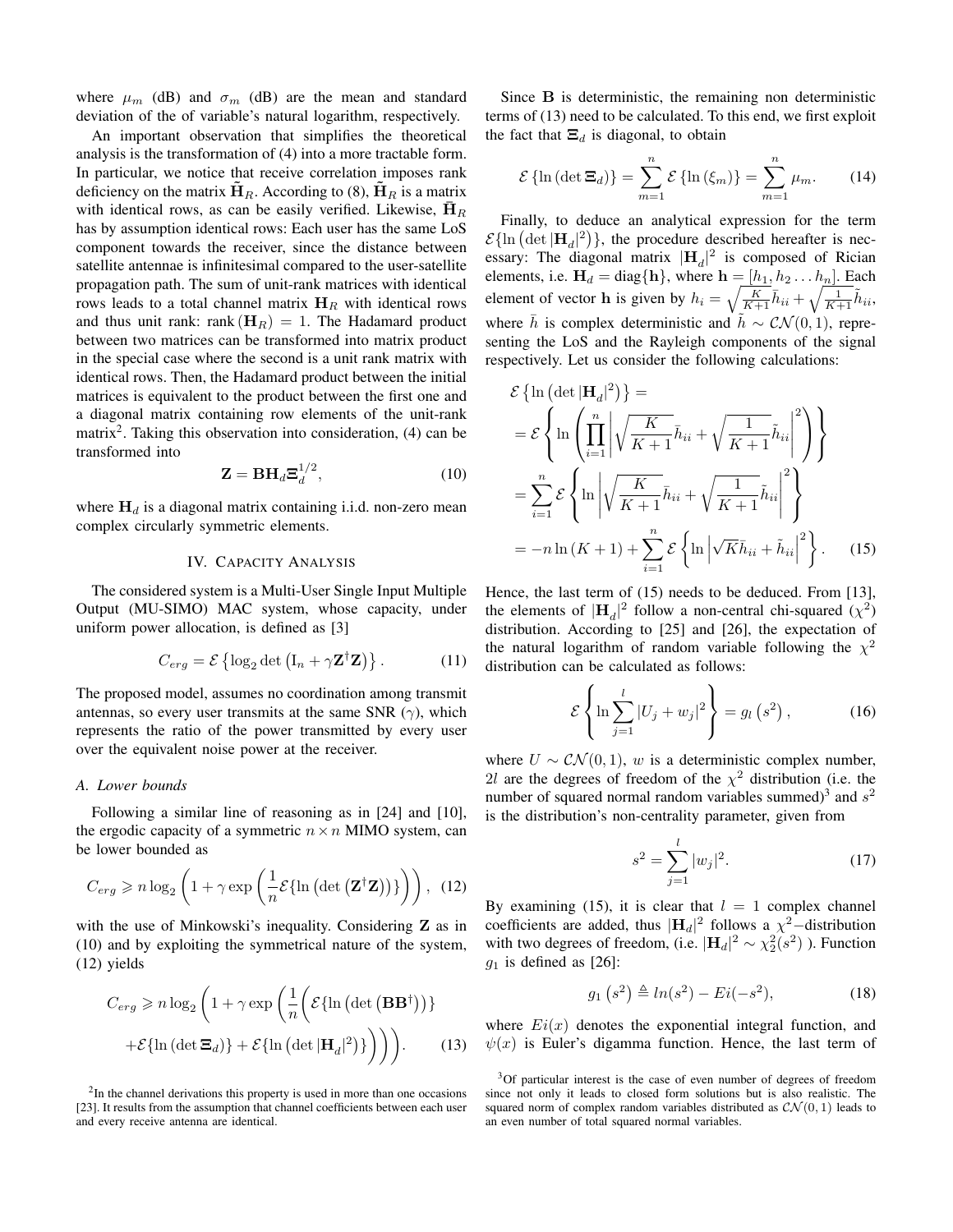where $\mu_m$ (dB) and $\sigma_m$ (dB) are the mean and standard deviation of the of variable's natural logarithm, respectively.

An important observation that simplifies the theoretical analysis is the transformation of (4) into a more tractable form. In particular, we notice that receive correlation imposes rank deficiency on the matrix $\tilde{\mathbf{H}}_R$. According to (8), $\tilde{\mathbf{H}}_R$ is a matrix with identical rows, as can be easily verified. Likewise, $\bar{\mathbf{H}}_R$ has by assumption identical rows: Each user has the same LoS component towards the receiver, since the distance between satellite antennae is infinitesimal compared to the user-satellite propagation path. The sum of unit-rank matrices with identical rows leads to a total channel matrix $\mathbf{H}_R$ with identical rows and thus unit rank: $\text{rank}(\mathbf{H}_R) = 1$. The Hadamard product between two matrices can be transformed into matrix product in the special case where the second is a unit rank matrix with identical rows. Then, the Hadamard product between the initial matrices is equivalent to the product between the first one and a diagonal matrix containing row elements of the unit-rank matrix[2]. Taking this observation into consideration, (4) can be transformed into

$$\mathbf{Z} = \mathbf{B}\mathbf{H}_d\mathbf{\Xi}_d^{1/2}, \tag{10}$$

where $\mathbf{H}_d$ is a diagonal matrix containing i.i.d. non-zero mean complex circularly symmetric elements.

## IV. Capacity Analysis

The considered system is a Multi-User Single Input Multiple Output (MU-SIMO) MAC system, whose capacity, under uniform power allocation, is defined as [3]

$$C_{erg} = \mathcal{E}\left\{\log_2 \det\left(\mathrm{I}_n + \gamma\mathbf{Z}^{\dagger}\mathbf{Z}\right)\right\}. \tag{11}$$

The proposed model, assumes no coordination among transmit antennas, so every user transmits at the same SNR ($\gamma$), which represents the ratio of the power transmitted by every user over the equivalent noise power at the receiver.

### A. Lower bounds

Following a similar line of reasoning as in [24] and [10], the ergodic capacity of a symmetric $n \times n$ MIMO system, can be lower bounded as

$$C_{erg} \geqslant n\log_2\left(1 + \gamma\exp\left(\frac{1}{n}\mathcal{E}\{\ln\left(\det\left(\mathbf{Z}^{\dagger}\mathbf{Z}\right)\right)\}\right)\right), \tag{12}$$

with the use of Minkowski's inequality. Considering $\mathbf{Z}$ as in (10) and by exploiting the symmetrical nature of the system, (12) yields

$$C_{erg} \geqslant n\log_2\Bigg(1 + \gamma\exp\Bigg(\frac{1}{n}\Bigg(\mathcal{E}\{\ln\left(\det\left(\mathbf{B}\mathbf{B}^{\dagger}\right)\right)\} + \mathcal{E}\{\ln\left(\det\mathbf{\Xi}_d\right)\} + \mathcal{E}\{\ln\left(\det|\mathbf{H}_d|^2\right)\}\Bigg)\Bigg)\Bigg). \tag{13}$$

[2]In the channel derivations this property is used in more than one occasions [23]. It results from the assumption that channel coefficients between each user and every receive antenna are identical.

Since $\mathbf{B}$ is deterministic, the remaining non deterministic terms of (13) need to be calculated. To this end, we first exploit the fact that $\mathbf{\Xi}_d$ is diagonal, to obtain

$$\mathcal{E}\{\ln\left(\det\mathbf{\Xi}_d\right)\} = \sum_{m=1}^{n}\mathcal{E}\{\ln\left(\xi_m\right)\} = \sum_{m=1}^{n}\mu_m. \tag{14}$$

Finally, to deduce an analytical expression for the term $\mathcal{E}\{\ln\left(\det|\mathbf{H}_d|^2\right)\}$, the procedure described hereafter is necessary: The diagonal matrix $|\mathbf{H}_d|^2$ is composed of Rician elements, i.e. $\mathbf{H}_d = \text{diag}\{\mathbf{h}\}$, where $\mathbf{h} = [h_1, h_2 \ldots h_n]$. Each element of vector $\mathbf{h}$ is given by $h_i = \sqrt{\frac{K}{K+1}}\bar{h}_{ii} + \sqrt{\frac{1}{K+1}}\tilde{h}_{ii}$, where $\bar{h}$ is complex deterministic and $\tilde{h} \sim \mathcal{CN}(0,1)$, representing the LoS and the Rayleigh components of the signal respectively. Let us consider the following calculations:

$$\begin{aligned}
&\mathcal{E}\left\{\ln\left(\det|\mathbf{H}_d|^2\right)\right\} = \\
&= \mathcal{E}\left\{\ln\left(\prod_{i=1}^{n}\left|\sqrt{\frac{K}{K+1}}\bar{h}_{ii} + \sqrt{\frac{1}{K+1}}\tilde{h}_{ii}\right|^2\right)\right\} \\
&= \sum_{i=1}^{n}\mathcal{E}\left\{\ln\left|\sqrt{\frac{K}{K+1}}\bar{h}_{ii} + \sqrt{\frac{1}{K+1}}\tilde{h}_{ii}\right|^2\right\} \\
&= -n\ln\left(K+1\right) + \sum_{i=1}^{n}\mathcal{E}\left\{\ln\left|\sqrt{K}\bar{h}_{ii} + \tilde{h}_{ii}\right|^2\right\}.
\end{aligned} \tag{15}$$

Hence, the last term of (15) needs to be deduced. From [13], the elements of $|\mathbf{H}_d|^2$ follow a non-central chi-squared ($\chi^2$) distribution. According to [25] and [26], the expectation of the natural logarithm of random variable following the $\chi^2$ distribution can be calculated as follows:

$$\mathcal{E}\left\{\ln\sum_{j=1}^{l}|U_j + w_j|^2\right\} = g_l\left(s^2\right), \tag{16}$$

where $U \sim \mathcal{CN}(0,1)$, $w$ is a deterministic complex number, $2l$ are the degrees of freedom of the $\chi^2$ distribution (i.e. the number of squared normal random variables summed)[3] and $s^2$ is the distribution's non-centrality parameter, given from

$$s^2 = \sum_{j=1}^{l}|w_j|^2. \tag{17}$$

By examining (15), it is clear that $l = 1$ complex channel coefficients are added, thus $|\mathbf{H}_d|^2$ follows a $\chi^2-$distribution with two degrees of freedom, (i.e. $|\mathbf{H}_d|^2 \sim \chi_2^2(s^2)$ ). Function $g_1$ is defined as [26]:

$$g_1\left(s^2\right) \triangleq ln(s^2) - Ei(-s^2), \tag{18}$$

where $Ei(x)$ denotes the exponential integral function, and $\psi(x)$ is Euler's digamma function. Hence, the last term of

[3]Of particular interest is the case of even number of degrees of freedom since not only it leads to closed form solutions but is also realistic. The squared norm of complex random variables distributed as $\mathcal{CN}(0,1)$ leads to an even number of total squared normal variables.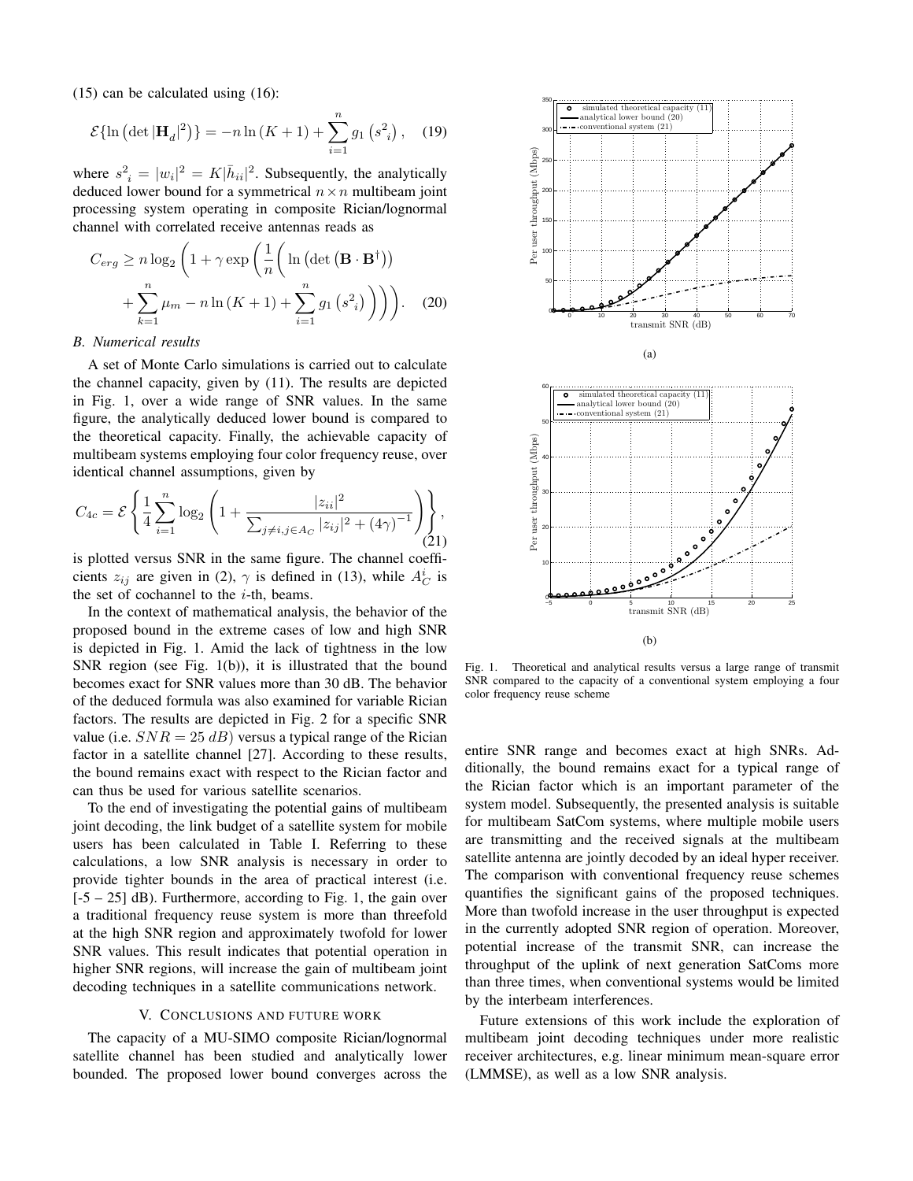(15) can be calculated using (16):

$$\mathcal{E}\{\ln\left(\det|\mathbf{H}_d|^2\right)\} = -n\ln(K+1) + \sum_{i=1}^{n} g_1\left(s^2{}_i\right), \quad (19)$$

where $s^2{}_i = |w_i|^2 = K|\bar{h}_{ii}|^2$. Subsequently, the analytically deduced lower bound for a symmetrical $n \times n$ multibeam joint processing system operating in composite Rician/lognormal channel with correlated receive antennas reads as

$$C_{erg} \geq n\log_2\left(1 + \gamma\exp\left(\frac{1}{n}\left(\ln\left(\det\left(\mathbf{B}\cdot\mathbf{B}^\dagger\right)\right) + \sum_{k=1}^{n}\mu_m - n\ln(K+1) + \sum_{i=1}^{n} g_1\left(s^2{}_i\right)\right)\right)\right). \quad (20)$$

### B. Numerical results

A set of Monte Carlo simulations is carried out to calculate the channel capacity, given by (11). The results are depicted in Fig. 1, over a wide range of SNR values. In the same figure, the analytically deduced lower bound is compared to the theoretical capacity. Finally, the achievable capacity of multibeam systems employing four color frequency reuse, over identical channel assumptions, given by

$$C_{4c} = \mathcal{E}\left\{\frac{1}{4}\sum_{i=1}^{n}\log_2\left(1 + \frac{|z_{ii}|^2}{\sum_{j\neq i, j\in A_C}|z_{ij}|^2 + (4\gamma)^{-1}}\right)\right\}, \quad (21)$$

is plotted versus SNR in the same figure. The channel coefficients $z_{ij}$ are given in (2), $\gamma$ is defined in (13), while $A_C^i$ is the set of cochannel to the $i$-th, beams.

In the context of mathematical analysis, the behavior of the proposed bound in the extreme cases of low and high SNR is depicted in Fig. 1. Amid the lack of tightness in the low SNR region (see Fig. 1(b)), it is illustrated that the bound becomes exact for SNR values more than 30 dB. The behavior of the deduced formula was also examined for variable Rician factors. The results are depicted in Fig. 2 for a specific SNR value (i.e. $SNR = 25\ dB$) versus a typical range of the Rician factor in a satellite channel [27]. According to these results, the bound remains exact with respect to the Rician factor and can thus be used for various satellite scenarios.

To the end of investigating the potential gains of multibeam joint decoding, the link budget of a satellite system for mobile users has been calculated in Table I. Referring to these calculations, a low SNR analysis is necessary in order to provide tighter bounds in the area of practical interest (i.e. [-5 – 25] dB). Furthermore, according to Fig. 1, the gain over a traditional frequency reuse system is more than threefold at the high SNR region and approximately twofold for lower SNR values. This result indicates that potential operation in higher SNR regions, will increase the gain of multibeam joint decoding techniques in a satellite communications network.

## V. Conclusions and Future Work

The capacity of a MU-SIMO composite Rician/lognormal satellite channel has been studied and analytically lower bounded. The proposed lower bound converges across the entire SNR range and becomes exact at high SNRs. Additionally, the bound remains exact for a typical range of the Rician factor which is an important parameter of the system model. Subsequently, the presented analysis is suitable for multibeam SatCom systems, where multiple mobile users are transmitting and the received signals at the multibeam satellite antenna are jointly decoded by an ideal hyper receiver. The comparison with conventional frequency reuse schemes quantifies the significant gains of the proposed techniques. More than twofold increase in the user throughput is expected in the currently adopted SNR region of operation. Moreover, potential increase of the transmit SNR, can increase the throughput of the uplink of next generation SatComs more than three times, when conventional systems would be limited by the interbeam interferences.

Future extensions of this work include the exploration of multibeam joint decoding techniques under more realistic receiver architectures, e.g. linear minimum mean-square error (LMMSE), as well as a low SNR analysis.

simulated theoretical capacity (11)
analytical lower bound (20)
conventional system (21)
Per user throughput (Mbps)
transmit SNR (dB)
0 50 100 150 200 250 300 350
0 10 20 30 40 50 60 70

(a)

simulated theoretical capacity (11)
analytical lower bound (20)
conventional system (21)
Per user throughput (Mbps)
transmit SNR (dB)
0 10 20 30 40 50 60
−5 0 5 10 15 20 25

(b)

Fig. 1. Theoretical and analytical results versus a large range of transmit SNR compared to the capacity of a conventional system employing a four color frequency reuse scheme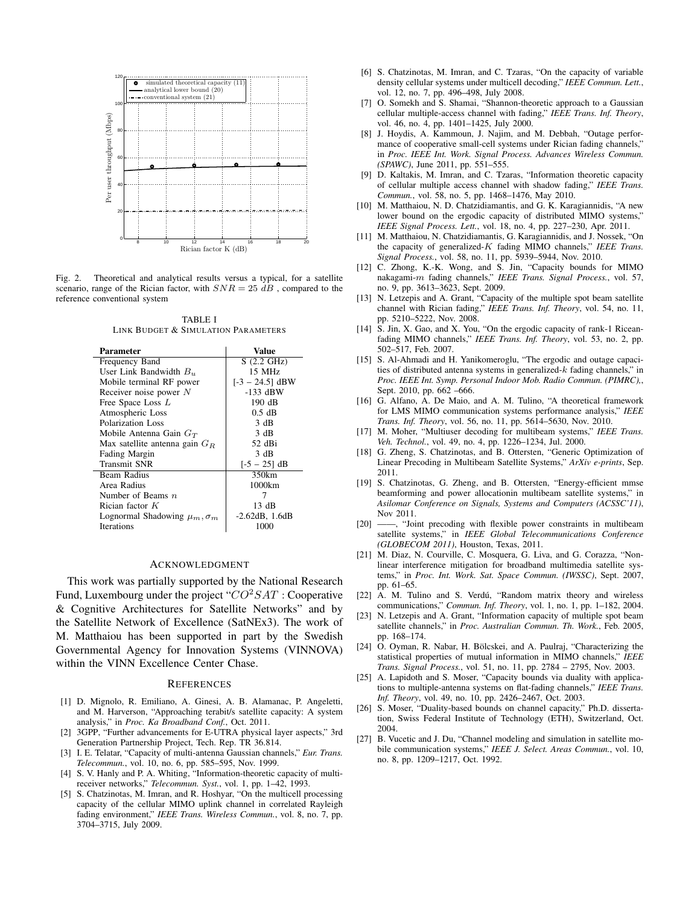simulated theoretical capacity (11)
analytical lower bound (20)
conventional system (21)

Per user throughput (Mbps)

0
20
40
60
80
100
120

8
10
12
14
16
18
20

Rician factor K (dB)

Fig. 2. Theoretical and analytical results versus a typical, for a satellite scenario, range of the Rician factor, with $SNR = 25\ dB$ , compared to the reference conventional system

TABLE I
LINK BUDGET & SIMULATION PARAMETERS

| Parameter | Value |
|---|---|
| Frequency Band | S (2.2 GHz) |
| User Link Bandwidth $B_u$ | 15 MHz |
| Mobile terminal RF power | [-3 – 24.5] dBW |
| Receiver noise power $N$ | -133 dBW |
| Free Space Loss $L$ | 190 dB |
| Atmospheric Loss | 0.5 dB |
| Polarization Loss | 3 dB |
| Mobile Antenna Gain $G_T$ | 3 dB |
| Max satellite antenna gain $G_R$ | 52 dBi |
| Fading Margin | 3 dB |
| Transmit SNR | [-5 – 25] dB |
| Beam Radius | 350km |
| Area Radius | 1000km |
| Number of Beams $n$ | 7 |
| Rician factor $K$ | 13 dB |
| Lognormal Shadowing $\mu_m, \sigma_m$ | -2.62dB, 1.6dB |
| Iterations | 1000 |

## ACKNOWLEDGMENT

This work was partially supported by the National Research Fund, Luxembourg under the project "$CO^2SAT$ : Cooperative & Cognitive Architectures for Satellite Networks" and by the Satellite Network of Excellence (SatNEx3). The work of M. Matthaiou has been supported in part by the Swedish Governmental Agency for Innovation Systems (VINNOVA) within the VINN Excellence Center Chase.

## REFERENCES

[1] D. Mignolo, R. Emiliano, A. Ginesi, A. B. Alamanac, P. Angeletti, and M. Harverson, "Approaching terabit/s satellite capacity: A system analysis," in *Proc. Ka Broadband Conf.*, Oct. 2011.

[2] 3GPP, "Further advancements for E-UTRA physical layer aspects," 3rd Generation Partnership Project, Tech. Rep. TR 36.814.

[3] I. E. Telatar, "Capacity of multi-antenna Gaussian channels," *Eur. Trans. Telecommun.*, vol. 10, no. 6, pp. 585–595, Nov. 1999.

[4] S. V. Hanly and P. A. Whiting, "Information-theoretic capacity of multi-receiver networks," *Telecommun. Syst.*, vol. 1, pp. 1–42, 1993.

[5] S. Chatzinotas, M. Imran, and R. Hoshyar, "On the multicell processing capacity of the cellular MIMO uplink channel in correlated Rayleigh fading environment," *IEEE Trans. Wireless Commun.*, vol. 8, no. 7, pp. 3704–3715, July 2009.

[6] S. Chatzinotas, M. Imran, and C. Tzaras, "On the capacity of variable density cellular systems under multicell decoding," *IEEE Commun. Lett.*, vol. 12, no. 7, pp. 496–498, July 2008.

[7] O. Somekh and S. Shamai, "Shannon-theoretic approach to a Gaussian cellular multiple-access channel with fading," *IEEE Trans. Inf. Theory*, vol. 46, no. 4, pp. 1401–1425, July 2000.

[8] J. Hoydis, A. Kammoun, J. Najim, and M. Debbah, "Outage performance of cooperative small-cell systems under Rician fading channels," in *Proc. IEEE Int. Work. Signal Process. Advances Wireless Commun. (SPAWC)*, June 2011, pp. 551–555.

[9] D. Kaltakis, M. Imran, and C. Tzaras, "Information theoretic capacity of cellular multiple access channel with shadow fading," *IEEE Trans. Commun.*, vol. 58, no. 5, pp. 1468–1476, May 2010.

[10] M. Matthaiou, N. D. Chatzidiamantis, and G. K. Karagiannidis, "A new lower bound on the ergodic capacity of distributed MIMO systems," *IEEE Signal Process. Lett.*, vol. 18, no. 4, pp. 227–230, Apr. 2011.

[11] M. Matthaiou, N. Chatzidiamantis, G. Karagiannidis, and J. Nossek, "On the capacity of generalized-$K$ fading MIMO channels," *IEEE Trans. Signal Process.*, vol. 58, no. 11, pp. 5939–5944, Nov. 2010.

[12] C. Zhong, K.-K. Wong, and S. Jin, "Capacity bounds for MIMO nakagami-$m$ fading channels," *IEEE Trans. Signal Process.*, vol. 57, no. 9, pp. 3613–3623, Sept. 2009.

[13] N. Letzepis and A. Grant, "Capacity of the multiple spot beam satellite channel with Rician fading," *IEEE Trans. Inf. Theory*, vol. 54, no. 11, pp. 5210–5222, Nov. 2008.

[14] S. Jin, X. Gao, and X. You, "On the ergodic capacity of rank-1 Riceanfading MIMO channels," *IEEE Trans. Inf. Theory*, vol. 53, no. 2, pp. 502–517, Feb. 2007.

[15] S. Al-Ahmadi and H. Yanikomeroglu, "The ergodic and outage capacities of distributed antenna systems in generalized-$k$ fading channels," in *Proc. IEEE Int. Symp. Personal Indoor Mob. Radio Commun. (PIMRC),*, Sept. 2010, pp. 662 –666.

[16] G. Alfano, A. De Maio, and A. M. Tulino, "A theoretical framework for LMS MIMO communication systems performance analysis," *IEEE Trans. Inf. Theory*, vol. 56, no. 11, pp. 5614–5630, Nov. 2010.

[17] M. Moher, "Multiuser decoding for multibeam systems," *IEEE Trans. Veh. Technol.*, vol. 49, no. 4, pp. 1226–1234, Jul. 2000.

[18] G. Zheng, S. Chatzinotas, and B. Ottersten, "Generic Optimization of Linear Precoding in Multibeam Satellite Systems," *ArXiv e-prints*, Sep. 2011.

[19] S. Chatzinotas, G. Zheng, and B. Ottersten, "Energy-efficient mmse beamforming and power allocationin multibeam satellite systems," in *Asilomar Conference on Signals, Systems and Computers (ACSSC'11)*, Nov 2011.

[20] ——, "Joint precoding with flexible power constraints in multibeam satellite systems," in *IEEE Global Telecommunications Conference (GLOBECOM 2011)*, Houston, Texas, 2011.

[21] M. Diaz, N. Courville, C. Mosquera, G. Liva, and G. Corazza, "Nonlinear interference mitigation for broadband multimedia satellite systems," in *Proc. Int. Work. Sat. Space Commun. (IWSSC)*, Sept. 2007, pp. 61–65.

[22] A. M. Tulino and S. Verdú, "Random matrix theory and wireless communications," *Commun. Inf. Theory*, vol. 1, no. 1, pp. 1–182, 2004.

[23] N. Letzepis and A. Grant, "Information capacity of multiple spot beam satellite channels," in *Proc. Australian Commun. Th. Work.*, Feb. 2005, pp. 168–174.

[24] O. Oyman, R. Nabar, H. Bölcskei, and A. Paulraj, "Characterizing the statistical properties of mutual information in MIMO channels," *IEEE Trans. Signal Process.*, vol. 51, no. 11, pp. 2784 – 2795, Nov. 2003.

[25] A. Lapidoth and S. Moser, "Capacity bounds via duality with applications to multiple-antenna systems on flat-fading channels," *IEEE Trans. Inf. Theory*, vol. 49, no. 10, pp. 2426–2467, Oct. 2003.

[26] S. Moser, "Duality-based bounds on channel capacity," Ph.D. dissertation, Swiss Federal Institute of Technology (ETH), Switzerland, Oct. 2004.

[27] B. Vucetic and J. Du, "Channel modeling and simulation in satellite mobile communication systems," *IEEE J. Select. Areas Commun.*, vol. 10, no. 8, pp. 1209–1217, Oct. 1992.